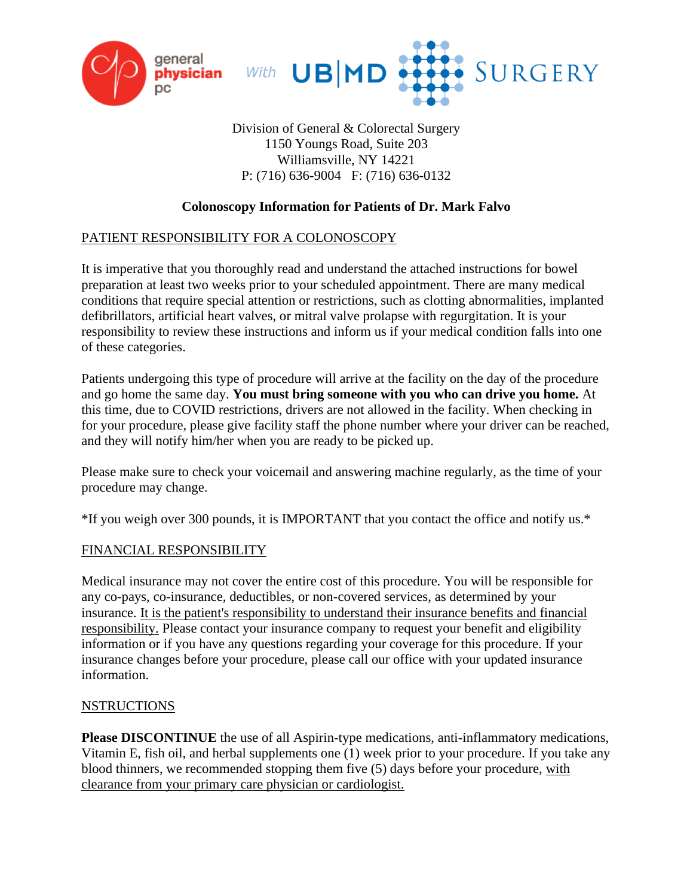general physician pc *With* UB|MD SURGERY

Division of General & Colorectal Surgery
1150 Youngs Road, Suite 203
Williamsville, NY 14221
P: (716) 636-9004   F: (716) 636-0132

**Colonoscopy Information for Patients of Dr. Mark Falvo**

<u>PATIENT RESPONSIBILITY FOR A COLONOSCOPY</u>

It is imperative that you thoroughly read and understand the attached instructions for bowel preparation at least two weeks prior to your scheduled appointment. There are many medical conditions that require special attention or restrictions, such as clotting abnormalities, implanted defibrillators, artificial heart valves, or mitral valve prolapse with regurgitation. It is your responsibility to review these instructions and inform us if your medical condition falls into one of these categories.

Patients undergoing this type of procedure will arrive at the facility on the day of the procedure and go home the same day. **You must bring someone with you who can drive you home.** At this time, due to COVID restrictions, drivers are not allowed in the facility. When checking in for your procedure, please give facility staff the phone number where your driver can be reached, and they will notify him/her when you are ready to be picked up.

Please make sure to check your voicemail and answering machine regularly, as the time of your procedure may change.

*If you weigh over 300 pounds, it is IMPORTANT that you contact the office and notify us.*

<u>FINANCIAL RESPONSIBILITY</u>

Medical insurance may not cover the entire cost of this procedure. You will be responsible for any co-pays, co-insurance, deductibles, or non-covered services, as determined by your insurance. <u>It is the patient's responsibility to understand their insurance benefits and financial responsibility.</u> Please contact your insurance company to request your benefit and eligibility information or if you have any questions regarding your coverage for this procedure. If your insurance changes before your procedure, please call our office with your updated insurance information.

<u>NSTRUCTIONS</u>

**Please DISCONTINUE** the use of all Aspirin-type medications, anti-inflammatory medications, Vitamin E, fish oil, and herbal supplements one (1) week prior to your procedure. If you take any blood thinners, we recommended stopping them five (5) days before your procedure, <u>with clearance from your primary care physician or cardiologist.</u>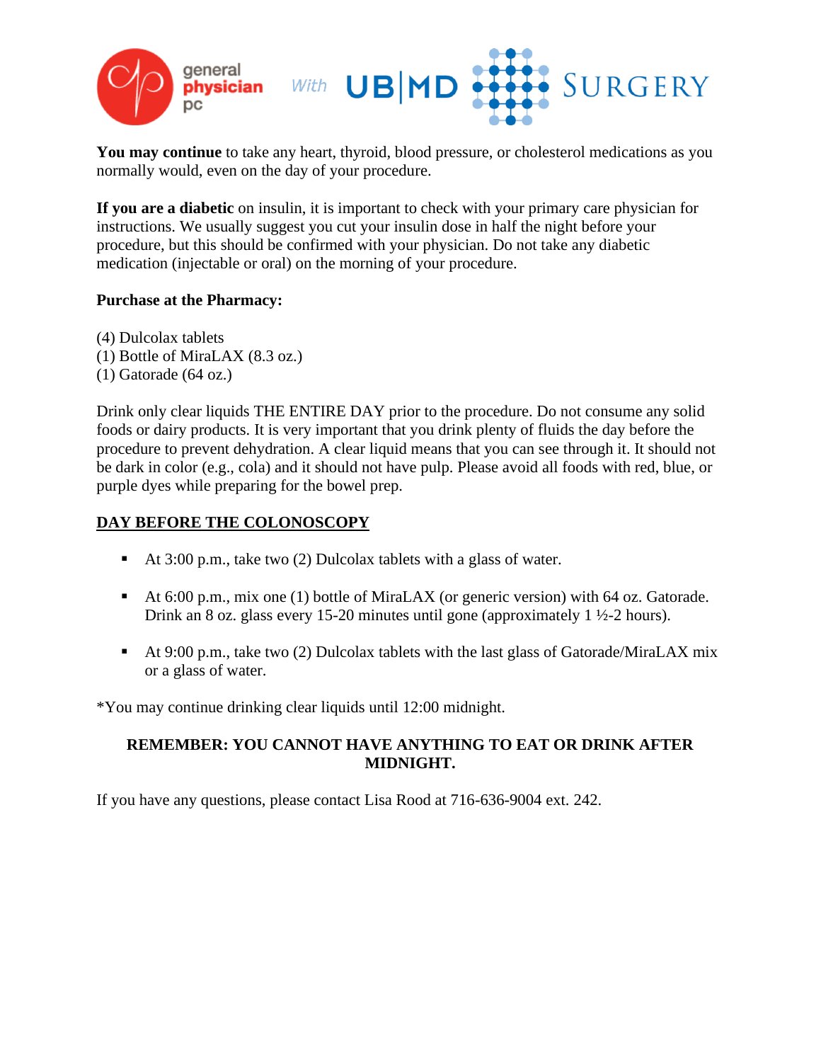**You may continue** to take any heart, thyroid, blood pressure, or cholesterol medications as you normally would, even on the day of your procedure.

**If you are a diabetic** on insulin, it is important to check with your primary care physician for instructions. We usually suggest you cut your insulin dose in half the night before your procedure, but this should be confirmed with your physician. Do not take any diabetic medication (injectable or oral) on the morning of your procedure.

**Purchase at the Pharmacy:**

(4) Dulcolax tablets
(1) Bottle of MiraLAX (8.3 oz.)
(1) Gatorade (64 oz.)

Drink only clear liquids THE ENTIRE DAY prior to the procedure. Do not consume any solid foods or dairy products. It is very important that you drink plenty of fluids the day before the procedure to prevent dehydration. A clear liquid means that you can see through it. It should not be dark in color (e.g., cola) and it should not have pulp. Please avoid all foods with red, blue, or purple dyes while preparing for the bowel prep.

## DAY BEFORE THE COLONOSCOPY

- At 3:00 p.m., take two (2) Dulcolax tablets with a glass of water.
- At 6:00 p.m., mix one (1) bottle of MiraLAX (or generic version) with 64 oz. Gatorade. Drink an 8 oz. glass every 15-20 minutes until gone (approximately 1 ½-2 hours).
- At 9:00 p.m., take two (2) Dulcolax tablets with the last glass of Gatorade/MiraLAX mix or a glass of water.

*You may continue drinking clear liquids until 12:00 midnight.

**REMEMBER: YOU CANNOT HAVE ANYTHING TO EAT OR DRINK AFTER MIDNIGHT.**

If you have any questions, please contact Lisa Rood at 716-636-9004 ext. 242.